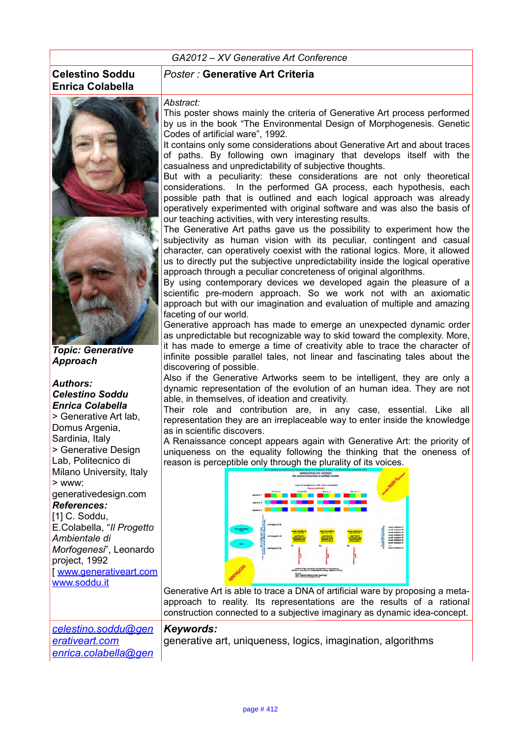GA2012 – XV Generative Art Conference

**Celestino Soddu**
**Enrica Colabella**

*Poster :* **Generative Art Criteria**

***Topic: Generative Approach***

***Authors:***
***Celestino Soddu***
***Enrica Colabella***
> Generative Art lab, Domus Argenia, Sardinia, Italy
> Generative Design Lab, Politecnico di Milano University, Italy
> www: generativedesign.com

***References:***
[1] C. Soddu, E.Colabella, "*Il Progetto Ambientale di Morfogenesi*", Leonardo project, 1992
[ www.generativeart.com
www.soddu.it

*Abstract:*
This poster shows mainly the criteria of Generative Art process performed by us in the book "The Environmental Design of Morphogenesis. Genetic Codes of artificial ware", 1992.
It contains only some considerations about Generative Art and about traces of paths. By following own imaginary that develops itself with the casualness and unpredictability of subjective thoughts.
But with a peculiarity: these considerations are not only theoretical considerations. In the performed GA process, each hypothesis, each possible path that is outlined and each logical approach was already operatively experimented with original software and was also the basis of our teaching activities, with very interesting results.
The Generative Art paths gave us the possibility to experiment how the subjectivity as human vision with its peculiar, contingent and casual character, can operatively coexist with the rational logics. More, it allowed us to directly put the subjective unpredictability inside the logical operative approach through a peculiar concreteness of original algorithms.
By using contemporary devices we developed again the pleasure of a scientific pre-modern approach. So we work not with an axiomatic approach but with our imagination and evaluation of multiple and amazing faceting of our world.
Generative approach has made to emerge an unexpected dynamic order as unpredictable but recognizable way to skid toward the complexity. More, it has made to emerge a time of creativity able to trace the character of infinite possible parallel tales, not linear and fascinating tales about the discovering of possible.
Also if the Generative Artworks seem to be intelligent, they are only a dynamic representation of the evolution of an human idea. They are not able, in themselves, of ideation and creativity.
Their role and contribution are, in any case, essential. Like all representation they are an irreplaceable way to enter inside the knowledge as in scientific discovers.
A Renaissance concept appears again with Generative Art: the priority of uniqueness on the equality following the thinking that the oneness of reason is perceptible only through the plurality of its voices.

Generative Art is able to trace a DNA of artificial ware by proposing a meta-approach to reality. Its representations are the results of a rational construction connected to a subjective imaginary as dynamic idea-concept.

*celestino.soddu@generativeart.com*
*enrica.colabella@gen*

***Keywords:***
generative art, uniqueness, logics, imagination, algorithms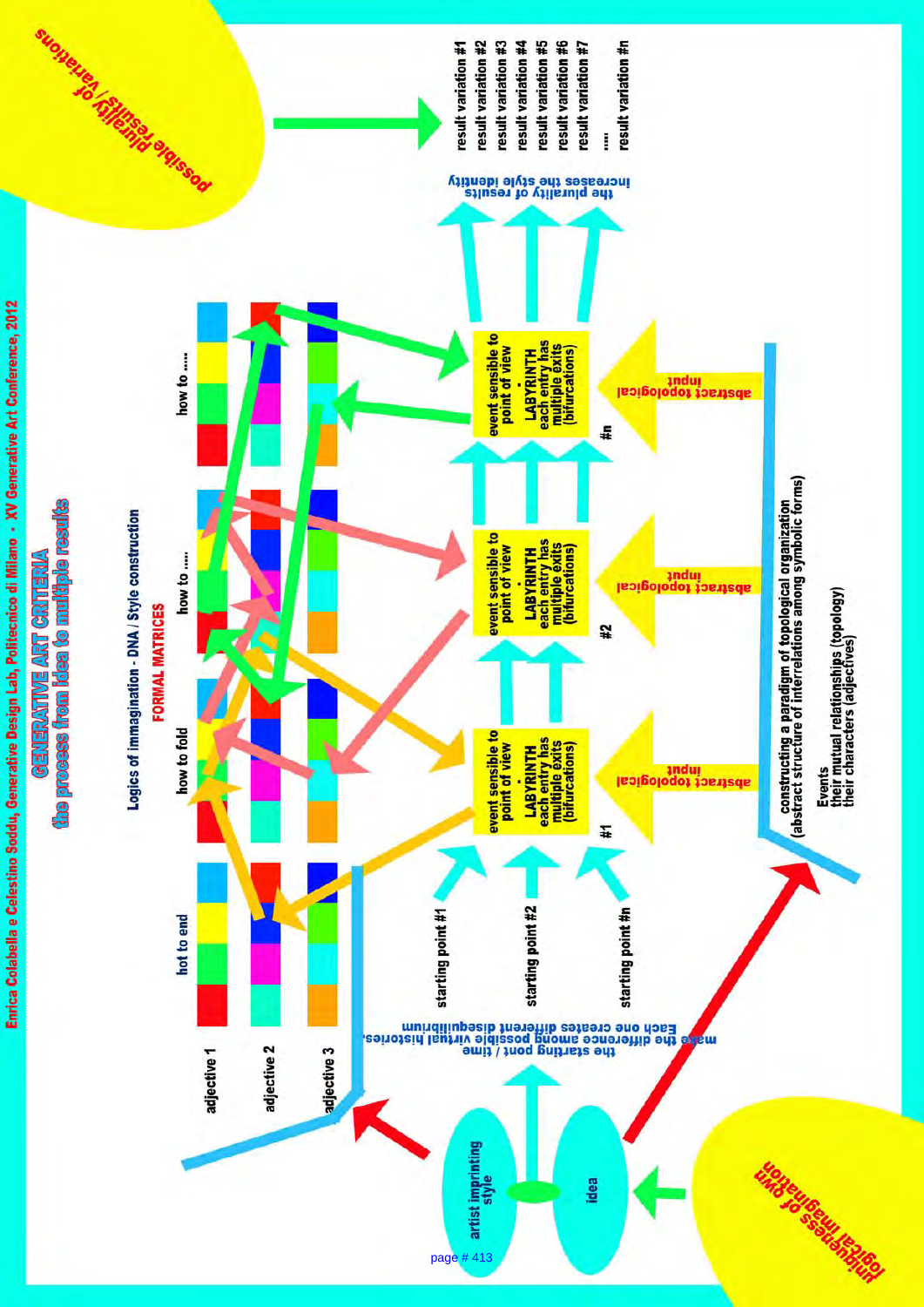Enrica Colabella e Celestino Soddu, Generative Design Lab, Politecnico di Milano • XV Generative Art Conference, 2012

# GENERATIVE ART CRITERIA

## the process from idea to multiple results

Logics of immagination - DNA / Style construction

FORMAL MATRICES

hot to end

how to fold

how to .....

how to .....

adjective 1

adjective 2

adjective 3

starting point #1

starting point #2

starting point #n

the starting point / time make the difference among possible virtual histories. Each one creates different disequilibrium

event sensible to point of view - LABYRINTH each entry has multiple exits (bifurcations)

#1

#2

#n

abstract topological input

constructing a paradigm of topological organization (abstract structure of interrelations among symbolic forms)

Events their mutual relationships (topology) their characters (adjectives)

the plurality of results increases the style identity

result variation #1
result variation #2
result variation #3
result variation #4
result variation #5
result variation #6
result variation #7
.....
result variation #n

possible results / plurality of variations

artist imprinting style

idea

uniqueness of own logical imagination